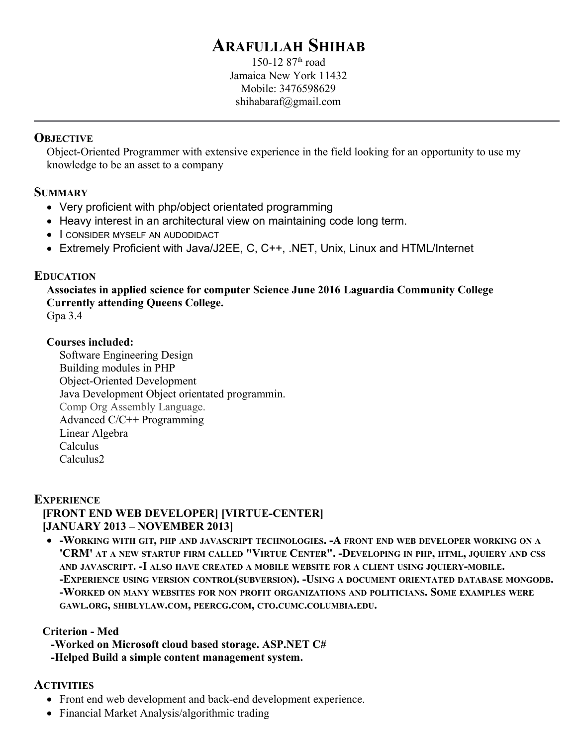# ARAFULLAH SHIHAB

150-12 87th road
Jamaica New York 11432
Mobile: 3476598629
shihabaraf@gmail.com

---

## OBJECTIVE

Object-Oriented Programmer with extensive experience in the field looking for an opportunity to use my knowledge to be an asset to a company

## SUMMARY

- Very proficient with php/object orientated programming
- Heavy interest in an architectural view on maintaining code long term.
- I consider myself an audodidact
- Extremely Proficient with Java/J2EE, C, C++, .NET, Unix, Linux and HTML/Internet

## EDUCATION

**Associates in applied science for computer Science June 2016 Laguardia Community College**
**Currently attending Queens College.**
Gpa 3.4

**Courses included:**

Software Engineering Design
Building modules in PHP
Object-Oriented Development
Java Development Object orientated programmin.
Comp Org Assembly Language.
Advanced C/C++ Programming
Linear Algebra
Calculus
Calculus2

## EXPERIENCE

**[FRONT END WEB DEVELOPER] [VIRTUE-CENTER]**
**[JANUARY 2013 – NOVEMBER 2013]**

- **-Working with git, php and javascript technologies. -A front end web developer working on a 'CRM' at a new startup firm called "Virtue Center". -Developing in php, html, jquiery and css and javascript. -I also have created a mobile website for a client using jquiery-mobile. -Experience using version control(subversion). -Using a document orientated database mongodb. -Worked on many websites for non profit organizations and politicians. Some examples were gawl.org, shiblylaw.com, peercg.com, cto.cumc.columbia.edu.**

**Criterion - Med**
**-Worked on Microsoft cloud based storage. ASP.NET C#**
**-Helped Build a simple content management system.**

## ACTIVITIES

- Front end web development and back-end development experience.
- Financial Market Analysis/algorithmic trading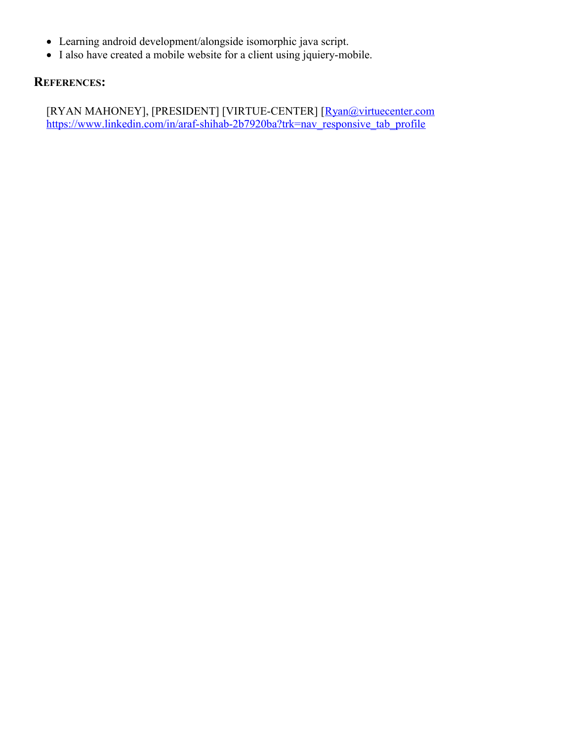- Learning android development/alongside isomorphic java script.
- I also have created a mobile website for a client using jquiery-mobile.

## REFERENCES:

[RYAN MAHONEY], [PRESIDENT] [VIRTUE-CENTER] [Ryan@virtuecenter.com
https://www.linkedin.com/in/araf-shihab-2b7920ba?trk=nav_responsive_tab_profile